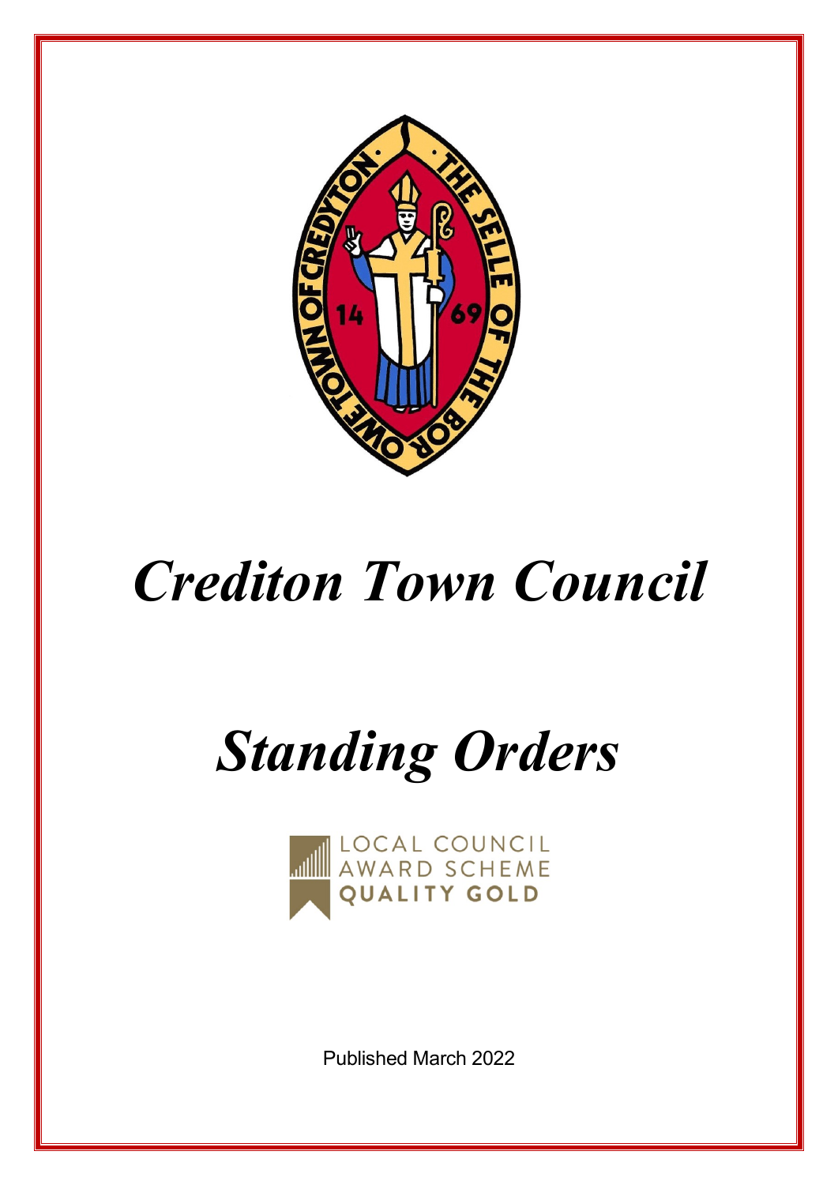# *Crediton Town Council*

# *Standing Orders*

LOCAL COUNCIL
AWARD SCHEME
QUALITY GOLD

Published March 2022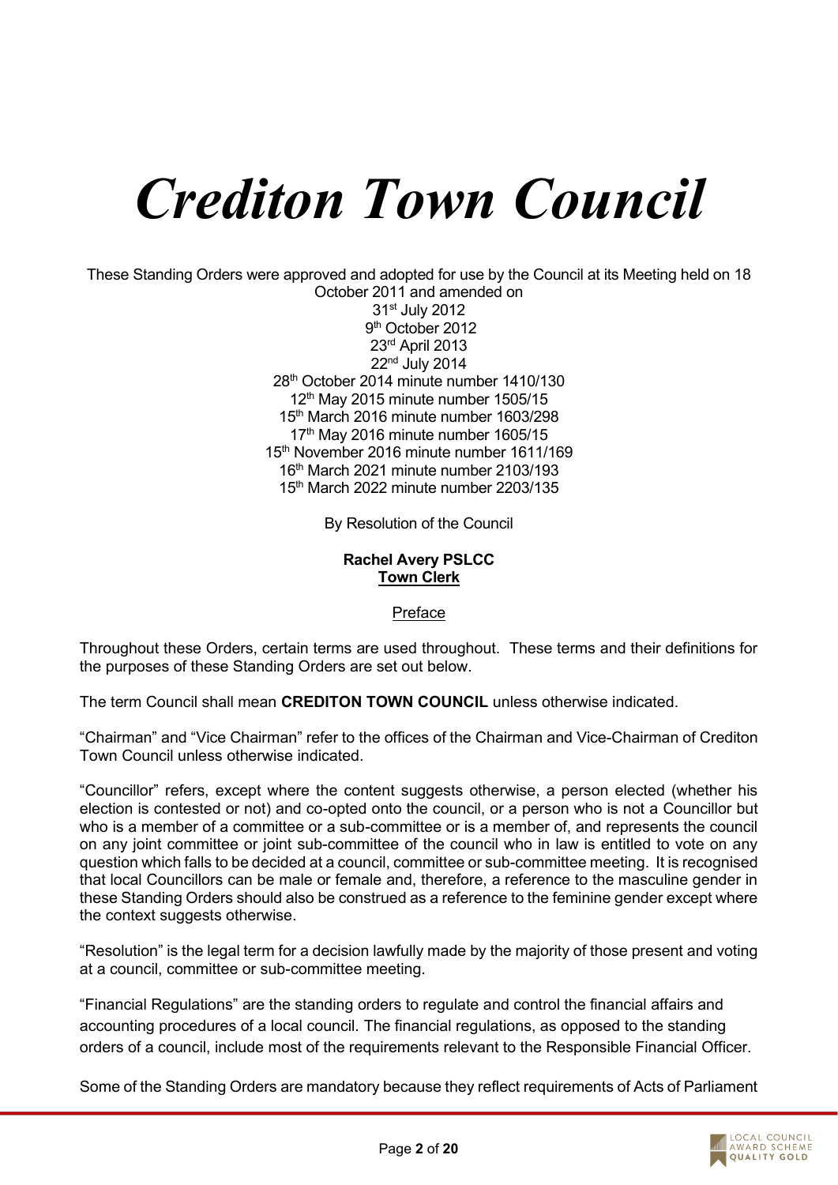# *Crediton Town Council*

These Standing Orders were approved and adopted for use by the Council at its Meeting held on 18 October 2011 and amended on
31st July 2012
9th October 2012
23rd April 2013
22nd July 2014
28th October 2014 minute number 1410/130
12th May 2015 minute number 1505/15
15th March 2016 minute number 1603/298
17th May 2016 minute number 1605/15
15th November 2016 minute number 1611/169
16th March 2021 minute number 2103/193
15th March 2022 minute number 2203/135

By Resolution of the Council

**Rachel Avery PSLCC**
**Town Clerk**

## Preface

Throughout these Orders, certain terms are used throughout. These terms and their definitions for the purposes of these Standing Orders are set out below.

The term Council shall mean **CREDITON TOWN COUNCIL** unless otherwise indicated.

"Chairman" and "Vice Chairman" refer to the offices of the Chairman and Vice-Chairman of Crediton Town Council unless otherwise indicated.

"Councillor" refers, except where the content suggests otherwise, a person elected (whether his election is contested or not) and co-opted onto the council, or a person who is not a Councillor but who is a member of a committee or a sub-committee or is a member of, and represents the council on any joint committee or joint sub-committee of the council who in law is entitled to vote on any question which falls to be decided at a council, committee or sub-committee meeting. It is recognised that local Councillors can be male or female and, therefore, a reference to the masculine gender in these Standing Orders should also be construed as a reference to the feminine gender except where the context suggests otherwise.

"Resolution" is the legal term for a decision lawfully made by the majority of those present and voting at a council, committee or sub-committee meeting.

"Financial Regulations" are the standing orders to regulate and control the financial affairs and accounting procedures of a local council. The financial regulations, as opposed to the standing orders of a council, include most of the requirements relevant to the Responsible Financial Officer.

Some of the Standing Orders are mandatory because they reflect requirements of Acts of Parliament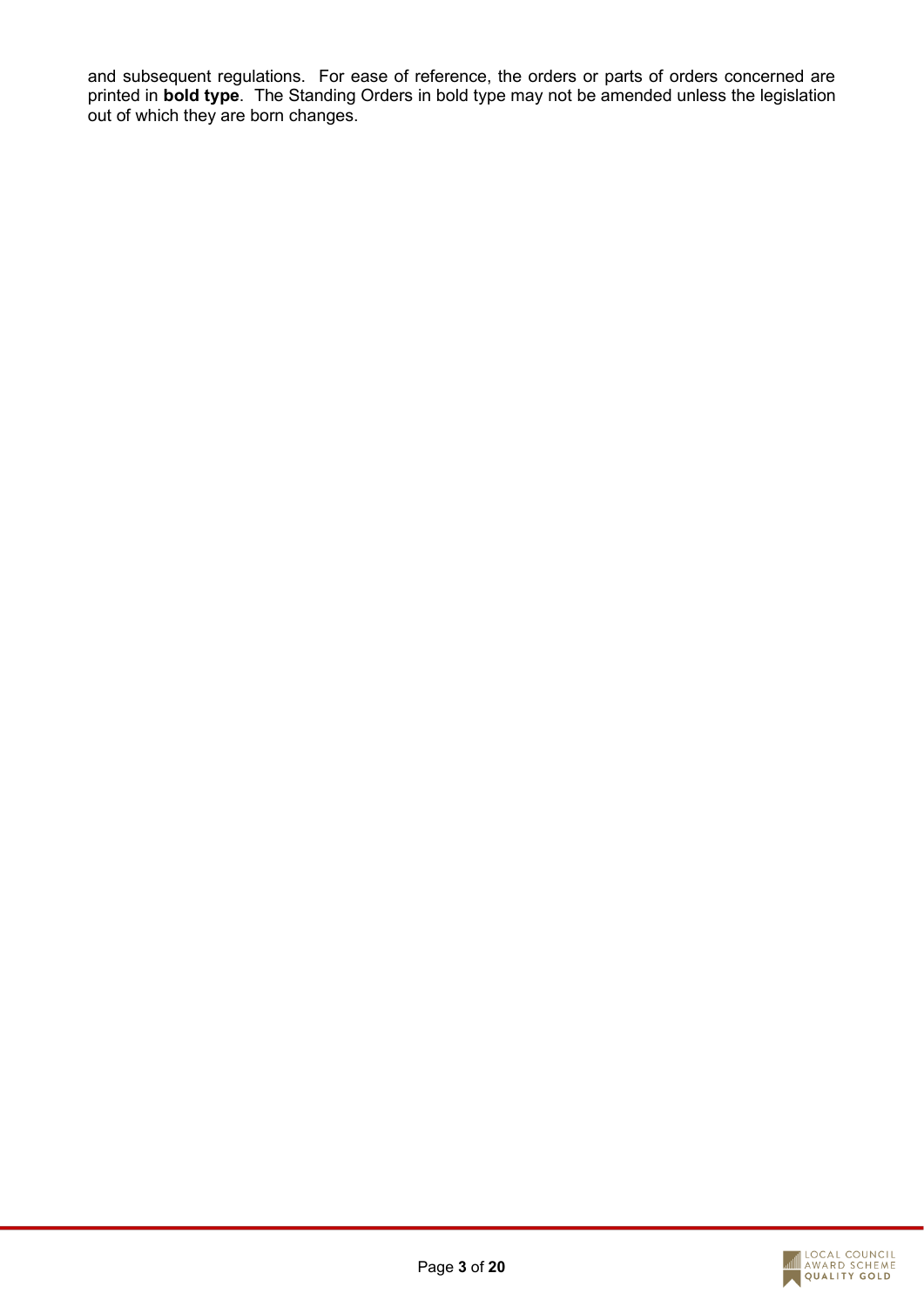and subsequent regulations. For ease of reference, the orders or parts of orders concerned are printed in **bold type**. The Standing Orders in bold type may not be amended unless the legislation out of which they are born changes.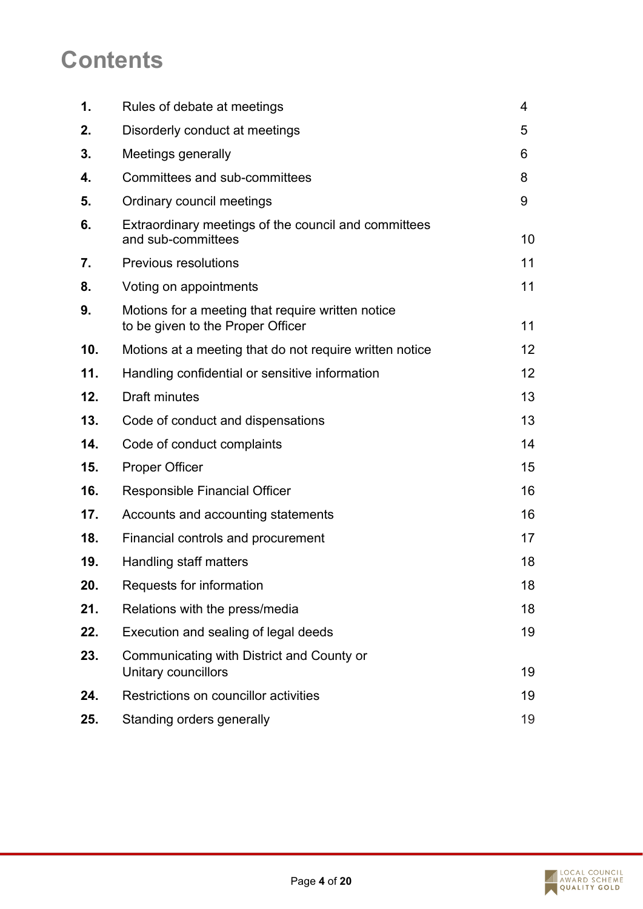# Contents

| | | |
|---|---|---|
| **1.** | Rules of debate at meetings | 4 |
| **2.** | Disorderly conduct at meetings | 5 |
| **3.** | Meetings generally | 6 |
| **4.** | Committees and sub-committees | 8 |
| **5.** | Ordinary council meetings | 9 |
| **6.** | Extraordinary meetings of the council and committees and sub-committees | 10 |
| **7.** | Previous resolutions | 11 |
| **8.** | Voting on appointments | 11 |
| **9.** | Motions for a meeting that require written notice to be given to the Proper Officer | 11 |
| **10.** | Motions at a meeting that do not require written notice | 12 |
| **11.** | Handling confidential or sensitive information | 12 |
| **12.** | Draft minutes | 13 |
| **13.** | Code of conduct and dispensations | 13 |
| **14.** | Code of conduct complaints | 14 |
| **15.** | Proper Officer | 15 |
| **16.** | Responsible Financial Officer | 16 |
| **17.** | Accounts and accounting statements | 16 |
| **18.** | Financial controls and procurement | 17 |
| **19.** | Handling staff matters | 18 |
| **20.** | Requests for information | 18 |
| **21.** | Relations with the press/media | 18 |
| **22.** | Execution and sealing of legal deeds | 19 |
| **23.** | Communicating with District and County or Unitary councillors | 19 |
| **24.** | Restrictions on councillor activities | 19 |
| **25.** | Standing orders generally | 19 |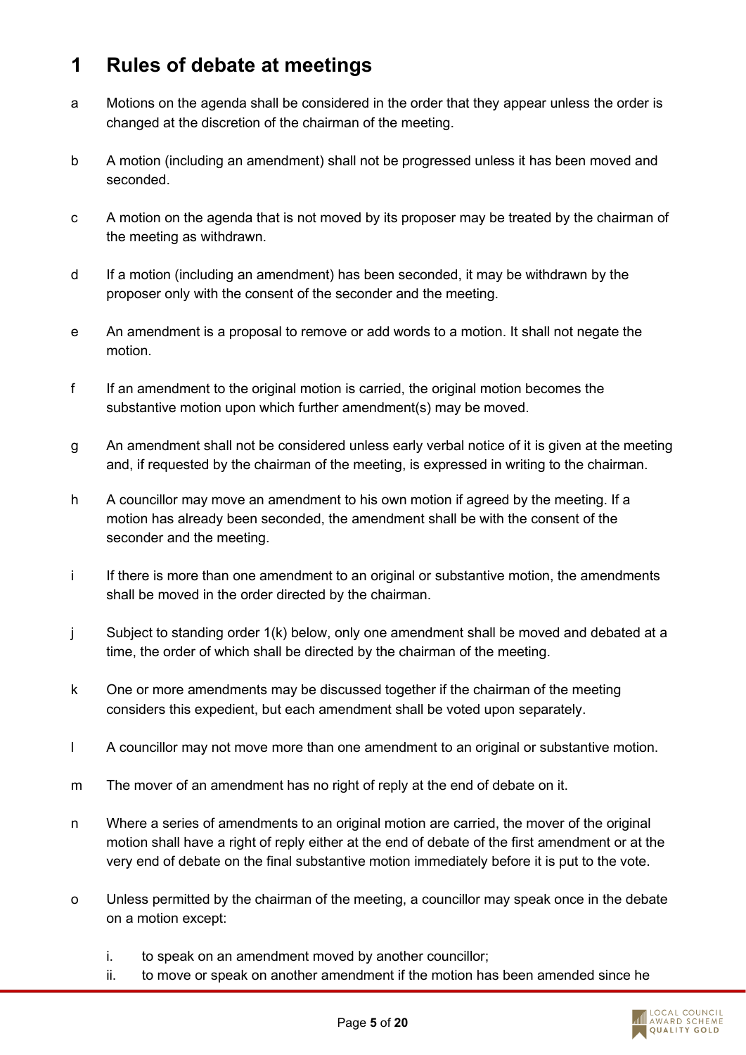## 1 Rules of debate at meetings

a. Motions on the agenda shall be considered in the order that they appear unless the order is changed at the discretion of the chairman of the meeting.

b. A motion (including an amendment) shall not be progressed unless it has been moved and seconded.

c. A motion on the agenda that is not moved by its proposer may be treated by the chairman of the meeting as withdrawn.

d. If a motion (including an amendment) has been seconded, it may be withdrawn by the proposer only with the consent of the seconder and the meeting.

e. An amendment is a proposal to remove or add words to a motion. It shall not negate the motion.

f. If an amendment to the original motion is carried, the original motion becomes the substantive motion upon which further amendment(s) may be moved.

g. An amendment shall not be considered unless early verbal notice of it is given at the meeting and, if requested by the chairman of the meeting, is expressed in writing to the chairman.

h. A councillor may move an amendment to his own motion if agreed by the meeting. If a motion has already been seconded, the amendment shall be with the consent of the seconder and the meeting.

i. If there is more than one amendment to an original or substantive motion, the amendments shall be moved in the order directed by the chairman.

j. Subject to standing order 1(k) below, only one amendment shall be moved and debated at a time, the order of which shall be directed by the chairman of the meeting.

k. One or more amendments may be discussed together if the chairman of the meeting considers this expedient, but each amendment shall be voted upon separately.

l. A councillor may not move more than one amendment to an original or substantive motion.

m. The mover of an amendment has no right of reply at the end of debate on it.

n. Where a series of amendments to an original motion are carried, the mover of the original motion shall have a right of reply either at the end of debate of the first amendment or at the very end of debate on the final substantive motion immediately before it is put to the vote.

o. Unless permitted by the chairman of the meeting, a councillor may speak once in the debate on a motion except:

   i. to speak on an amendment moved by another councillor;
   ii. to move or speak on another amendment if the motion has been amended since he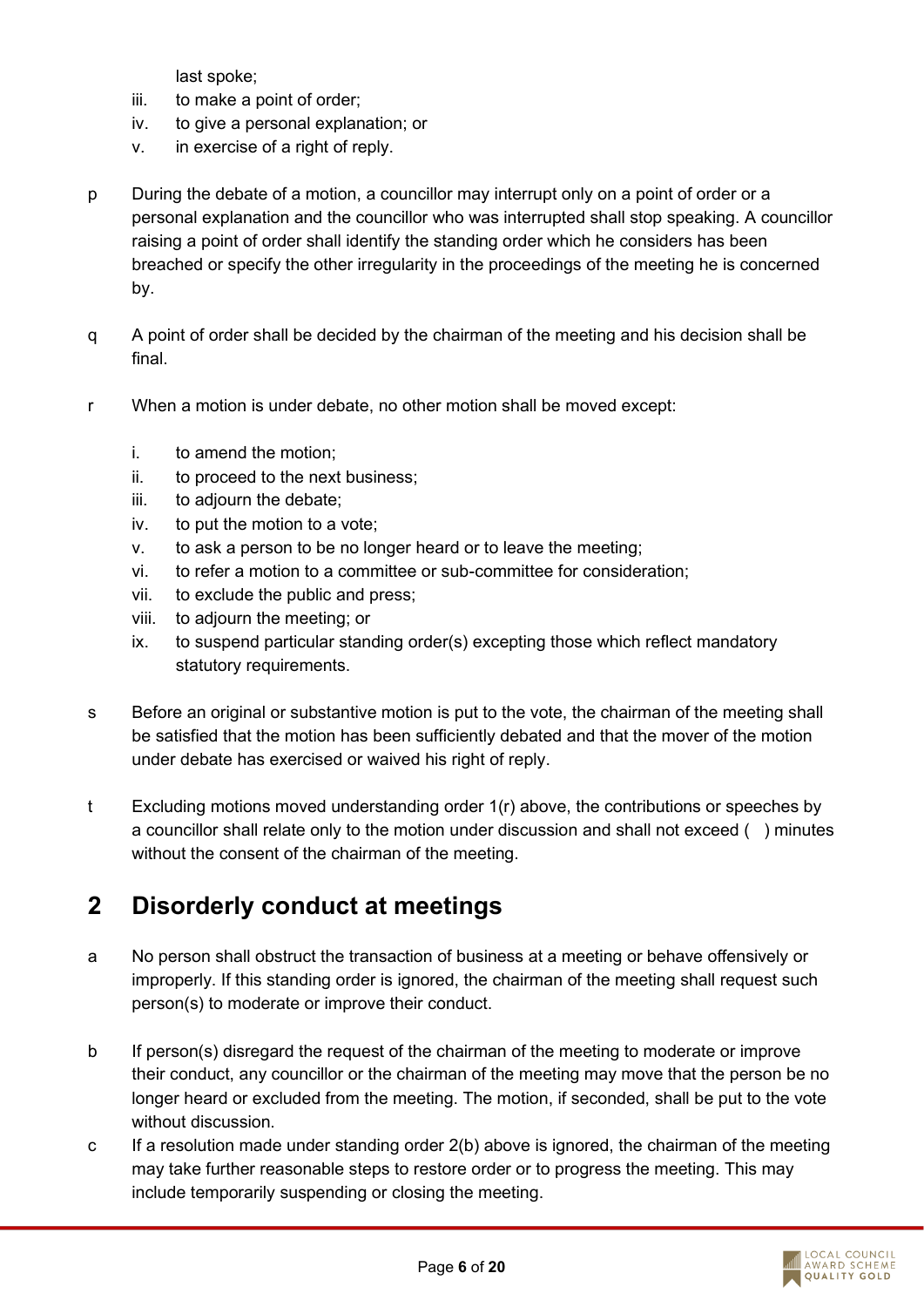last spoke;

iii. to make a point of order;
iv. to give a personal explanation; or
v. in exercise of a right of reply.

p During the debate of a motion, a councillor may interrupt only on a point of order or a personal explanation and the councillor who was interrupted shall stop speaking. A councillor raising a point of order shall identify the standing order which he considers has been breached or specify the other irregularity in the proceedings of the meeting he is concerned by.

q A point of order shall be decided by the chairman of the meeting and his decision shall be final.

r When a motion is under debate, no other motion shall be moved except:

i. to amend the motion;
ii. to proceed to the next business;
iii. to adjourn the debate;
iv. to put the motion to a vote;
v. to ask a person to be no longer heard or to leave the meeting;
vi. to refer a motion to a committee or sub-committee for consideration;
vii. to exclude the public and press;
viii. to adjourn the meeting; or
ix. to suspend particular standing order(s) excepting those which reflect mandatory statutory requirements.

s Before an original or substantive motion is put to the vote, the chairman of the meeting shall be satisfied that the motion has been sufficiently debated and that the mover of the motion under debate has exercised or waived his right of reply.

t Excluding motions moved understanding order 1(r) above, the contributions or speeches by a councillor shall relate only to the motion under discussion and shall not exceed (   ) minutes without the consent of the chairman of the meeting.

## 2 Disorderly conduct at meetings

a No person shall obstruct the transaction of business at a meeting or behave offensively or improperly. If this standing order is ignored, the chairman of the meeting shall request such person(s) to moderate or improve their conduct.

b If person(s) disregard the request of the chairman of the meeting to moderate or improve their conduct, any councillor or the chairman of the meeting may move that the person be no longer heard or excluded from the meeting. The motion, if seconded, shall be put to the vote without discussion.

c If a resolution made under standing order 2(b) above is ignored, the chairman of the meeting may take further reasonable steps to restore order or to progress the meeting. This may include temporarily suspending or closing the meeting.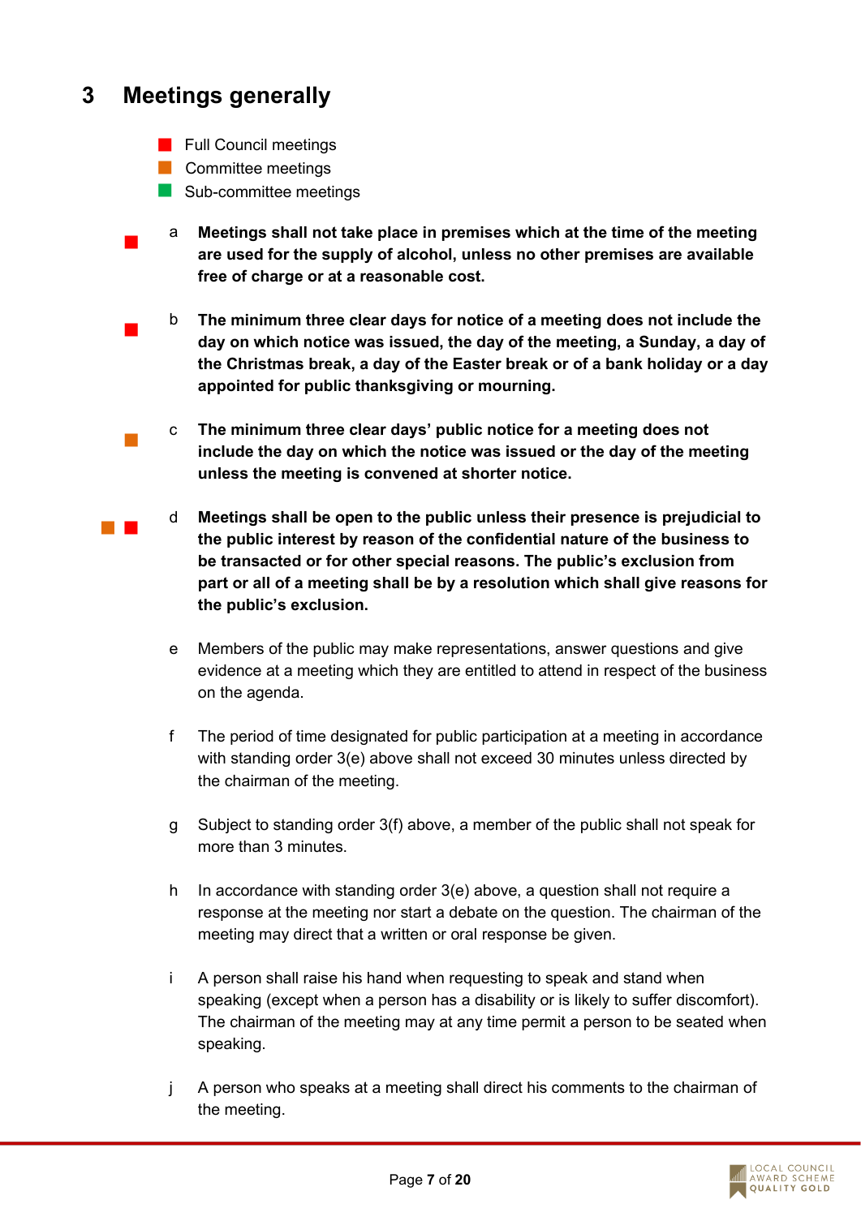# 3 Meetings generally

- ■ Full Council meetings
- ■ Committee meetings
- ■ Sub-committee meetings

■ a **Meetings shall not take place in premises which at the time of the meeting are used for the supply of alcohol, unless no other premises are available free of charge or at a reasonable cost.**

■ b **The minimum three clear days for notice of a meeting does not include the day on which notice was issued, the day of the meeting, a Sunday, a day of the Christmas break, a day of the Easter break or of a bank holiday or a day appointed for public thanksgiving or mourning.**

■ c **The minimum three clear days' public notice for a meeting does not include the day on which the notice was issued or the day of the meeting unless the meeting is convened at shorter notice.**

■ ■ d **Meetings shall be open to the public unless their presence is prejudicial to the public interest by reason of the confidential nature of the business to be transacted or for other special reasons. The public's exclusion from part or all of a meeting shall be by a resolution which shall give reasons for the public's exclusion.**

e Members of the public may make representations, answer questions and give evidence at a meeting which they are entitled to attend in respect of the business on the agenda.

f The period of time designated for public participation at a meeting in accordance with standing order 3(e) above shall not exceed 30 minutes unless directed by the chairman of the meeting.

g Subject to standing order 3(f) above, a member of the public shall not speak for more than 3 minutes.

h In accordance with standing order 3(e) above, a question shall not require a response at the meeting nor start a debate on the question. The chairman of the meeting may direct that a written or oral response be given.

i A person shall raise his hand when requesting to speak and stand when speaking (except when a person has a disability or is likely to suffer discomfort). The chairman of the meeting may at any time permit a person to be seated when speaking.

j A person who speaks at a meeting shall direct his comments to the chairman of the meeting.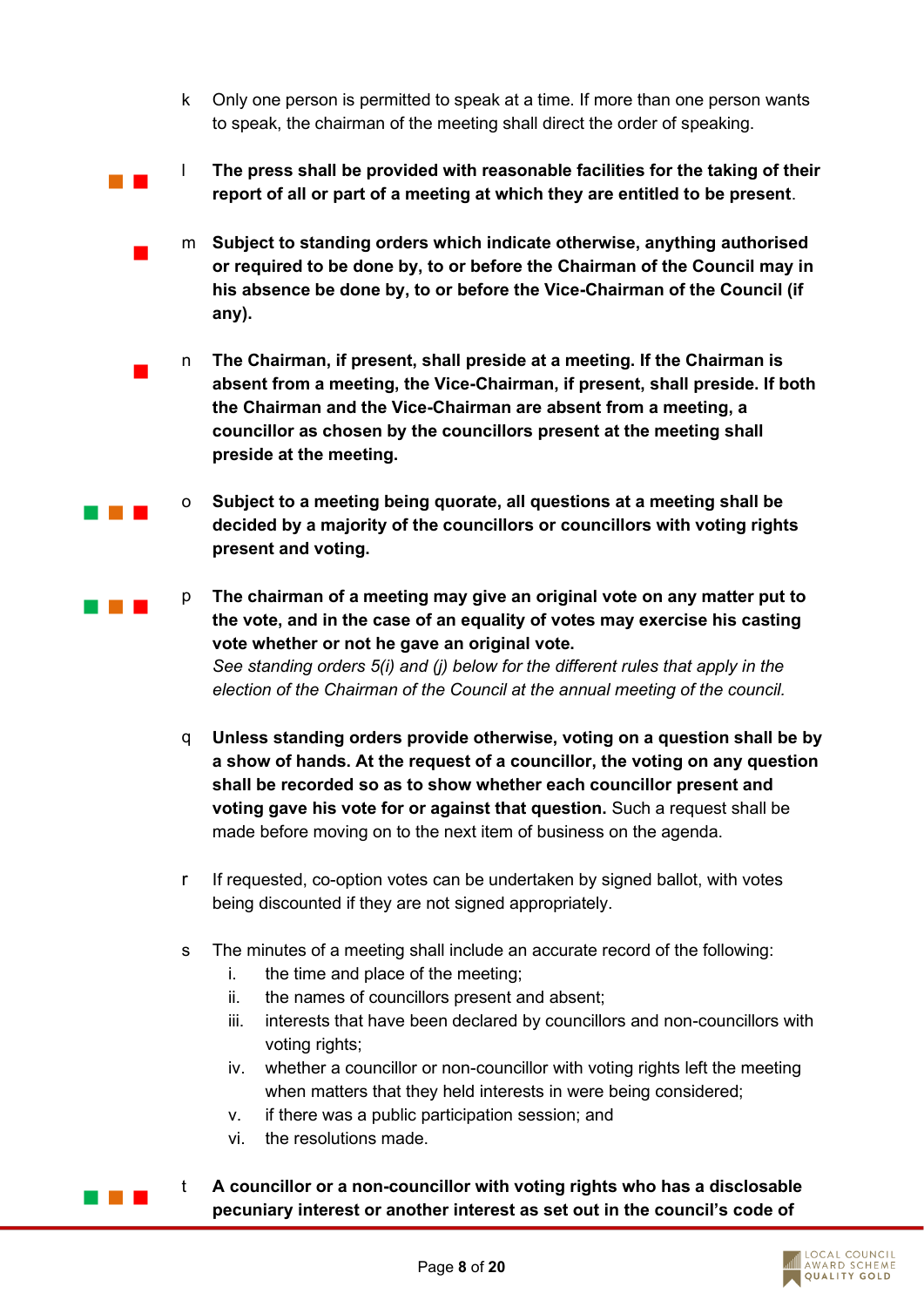k Only one person is permitted to speak at a time. If more than one person wants to speak, the chairman of the meeting shall direct the order of speaking.

l **The press shall be provided with reasonable facilities for the taking of their report of all or part of a meeting at which they are entitled to be present**.

m **Subject to standing orders which indicate otherwise, anything authorised or required to be done by, to or before the Chairman of the Council may in his absence be done by, to or before the Vice-Chairman of the Council (if any).**

n **The Chairman, if present, shall preside at a meeting. If the Chairman is absent from a meeting, the Vice-Chairman, if present, shall preside. If both the Chairman and the Vice-Chairman are absent from a meeting, a councillor as chosen by the councillors present at the meeting shall preside at the meeting.**

o **Subject to a meeting being quorate, all questions at a meeting shall be decided by a majority of the councillors or councillors with voting rights present and voting.**

p **The chairman of a meeting may give an original vote on any matter put to the vote, and in the case of an equality of votes may exercise his casting vote whether or not he gave an original vote.**
*See standing orders 5(i) and (j) below for the different rules that apply in the election of the Chairman of the Council at the annual meeting of the council.*

q **Unless standing orders provide otherwise, voting on a question shall be by a show of hands. At the request of a councillor, the voting on any question shall be recorded so as to show whether each councillor present and voting gave his vote for or against that question.** Such a request shall be made before moving on to the next item of business on the agenda.

r If requested, co-option votes can be undertaken by signed ballot, with votes being discounted if they are not signed appropriately.

s The minutes of a meeting shall include an accurate record of the following:
   i. the time and place of the meeting;
   ii. the names of councillors present and absent;
   iii. interests that have been declared by councillors and non-councillors with voting rights;
   iv. whether a councillor or non-councillor with voting rights left the meeting when matters that they held interests in were being considered;
   v. if there was a public participation session; and
   vi. the resolutions made.

t **A councillor or a non-councillor with voting rights who has a disclosable pecuniary interest or another interest as set out in the council's code of**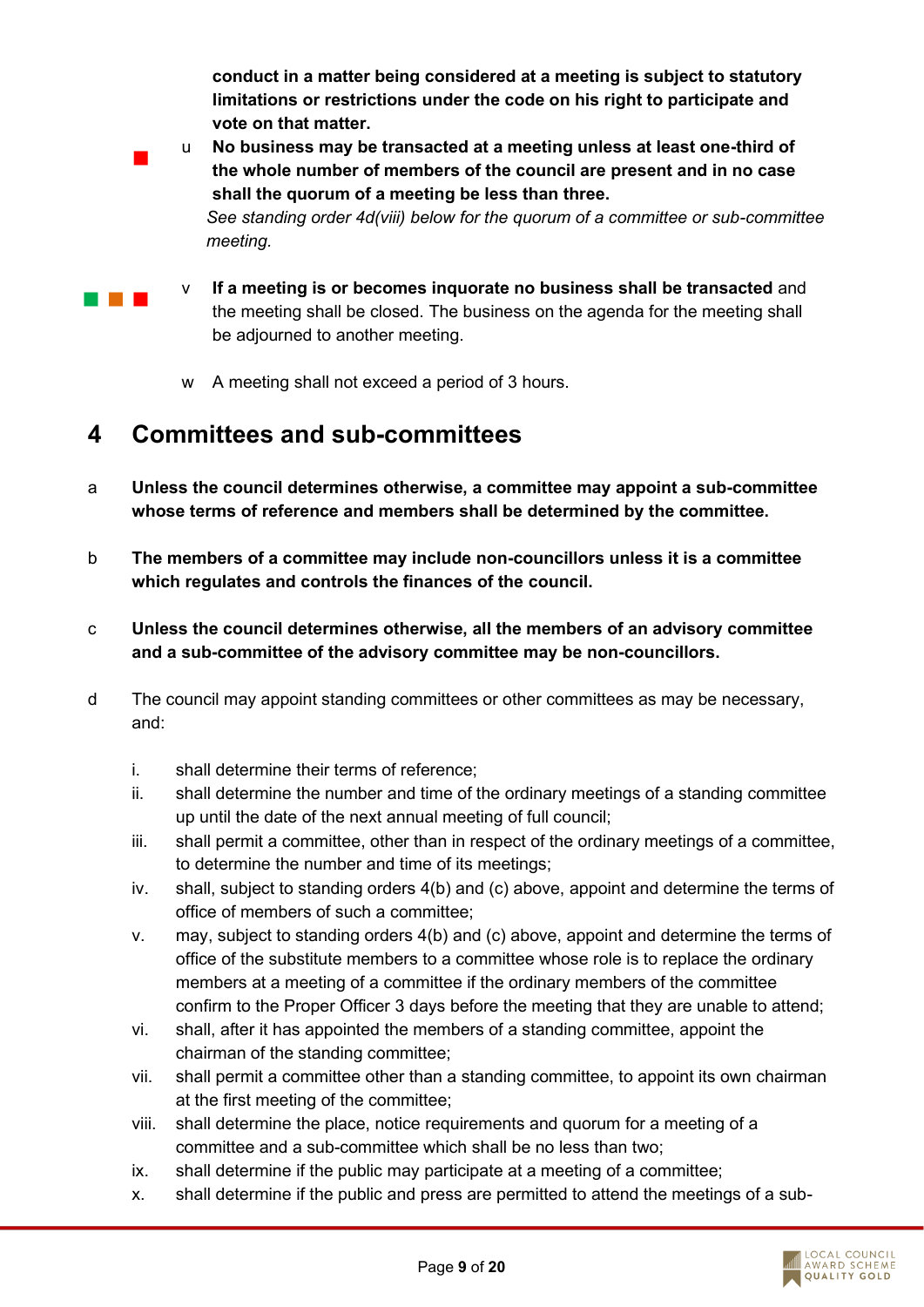**conduct in a matter being considered at a meeting is subject to statutory limitations or restrictions under the code on his right to participate and vote on that matter.**

u **No business may be transacted at a meeting unless at least one-third of the whole number of members of the council are present and in no case shall the quorum of a meeting be less than three.**
*See standing order 4d(viii) below for the quorum of a committee or sub-committee meeting.*

v **If a meeting is or becomes inquorate no business shall be transacted** and the meeting shall be closed. The business on the agenda for the meeting shall be adjourned to another meeting.

w A meeting shall not exceed a period of 3 hours.

# 4 Committees and sub-committees

a **Unless the council determines otherwise, a committee may appoint a sub-committee whose terms of reference and members shall be determined by the committee.**

b **The members of a committee may include non-councillors unless it is a committee which regulates and controls the finances of the council.**

c **Unless the council determines otherwise, all the members of an advisory committee and a sub-committee of the advisory committee may be non-councillors.**

d The council may appoint standing committees or other committees as may be necessary, and:

i. shall determine their terms of reference;
ii. shall determine the number and time of the ordinary meetings of a standing committee up until the date of the next annual meeting of full council;
iii. shall permit a committee, other than in respect of the ordinary meetings of a committee, to determine the number and time of its meetings;
iv. shall, subject to standing orders 4(b) and (c) above, appoint and determine the terms of office of members of such a committee;
v. may, subject to standing orders 4(b) and (c) above, appoint and determine the terms of office of the substitute members to a committee whose role is to replace the ordinary members at a meeting of a committee if the ordinary members of the committee confirm to the Proper Officer 3 days before the meeting that they are unable to attend;
vi. shall, after it has appointed the members of a standing committee, appoint the chairman of the standing committee;
vii. shall permit a committee other than a standing committee, to appoint its own chairman at the first meeting of the committee;
viii. shall determine the place, notice requirements and quorum for a meeting of a committee and a sub-committee which shall be no less than two;
ix. shall determine if the public may participate at a meeting of a committee;
x. shall determine if the public and press are permitted to attend the meetings of a sub-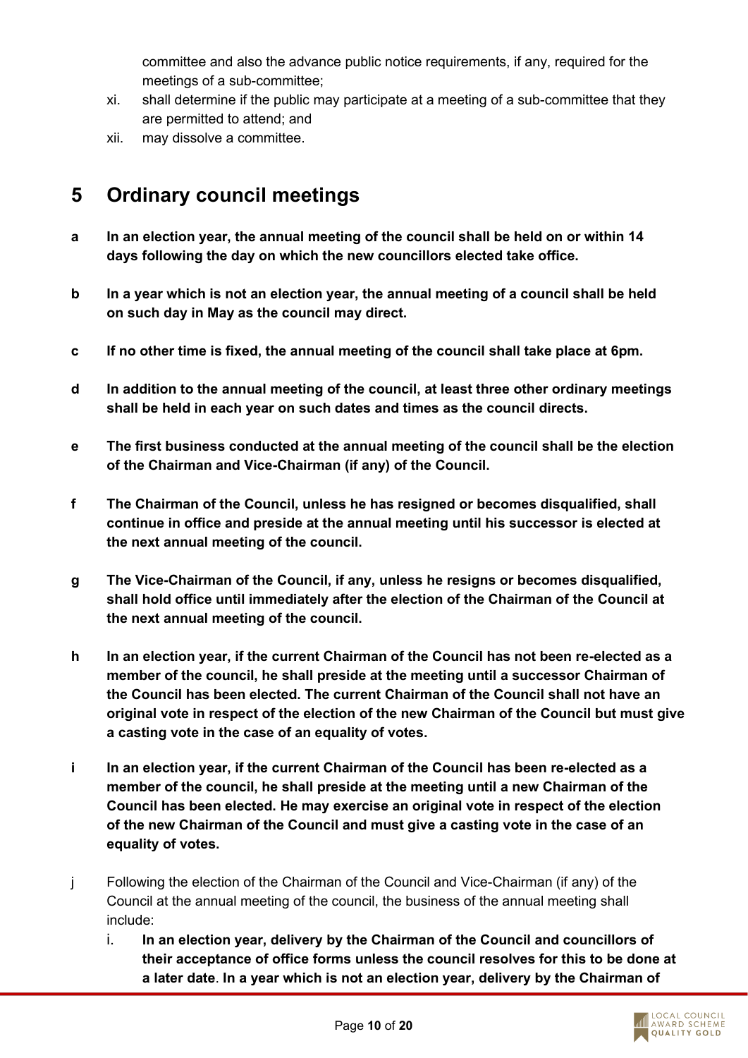committee and also the advance public notice requirements, if any, required for the meetings of a sub-committee;

xi. shall determine if the public may participate at a meeting of a sub-committee that they are permitted to attend; and

xii. may dissolve a committee.

## 5 Ordinary council meetings

**a** **In an election year, the annual meeting of the council shall be held on or within 14 days following the day on which the new councillors elected take office.**

**b** **In a year which is not an election year, the annual meeting of a council shall be held on such day in May as the council may direct.**

**c** **If no other time is fixed, the annual meeting of the council shall take place at 6pm.**

**d** **In addition to the annual meeting of the council, at least three other ordinary meetings shall be held in each year on such dates and times as the council directs.**

**e** **The first business conducted at the annual meeting of the council shall be the election of the Chairman and Vice-Chairman (if any) of the Council.**

**f** **The Chairman of the Council, unless he has resigned or becomes disqualified, shall continue in office and preside at the annual meeting until his successor is elected at the next annual meeting of the council.**

**g** **The Vice-Chairman of the Council, if any, unless he resigns or becomes disqualified, shall hold office until immediately after the election of the Chairman of the Council at the next annual meeting of the council.**

**h** **In an election year, if the current Chairman of the Council has not been re-elected as a member of the council, he shall preside at the meeting until a successor Chairman of the Council has been elected. The current Chairman of the Council shall not have an original vote in respect of the election of the new Chairman of the Council but must give a casting vote in the case of an equality of votes.**

**i** **In an election year, if the current Chairman of the Council has been re-elected as a member of the council, he shall preside at the meeting until a new Chairman of the Council has been elected. He may exercise an original vote in respect of the election of the new Chairman of the Council and must give a casting vote in the case of an equality of votes.**

j Following the election of the Chairman of the Council and Vice-Chairman (if any) of the Council at the annual meeting of the council, the business of the annual meeting shall include:

i. **In an election year, delivery by the Chairman of the Council and councillors of their acceptance of office forms unless the council resolves for this to be done at a later date**. **In a year which is not an election year, delivery by the Chairman of**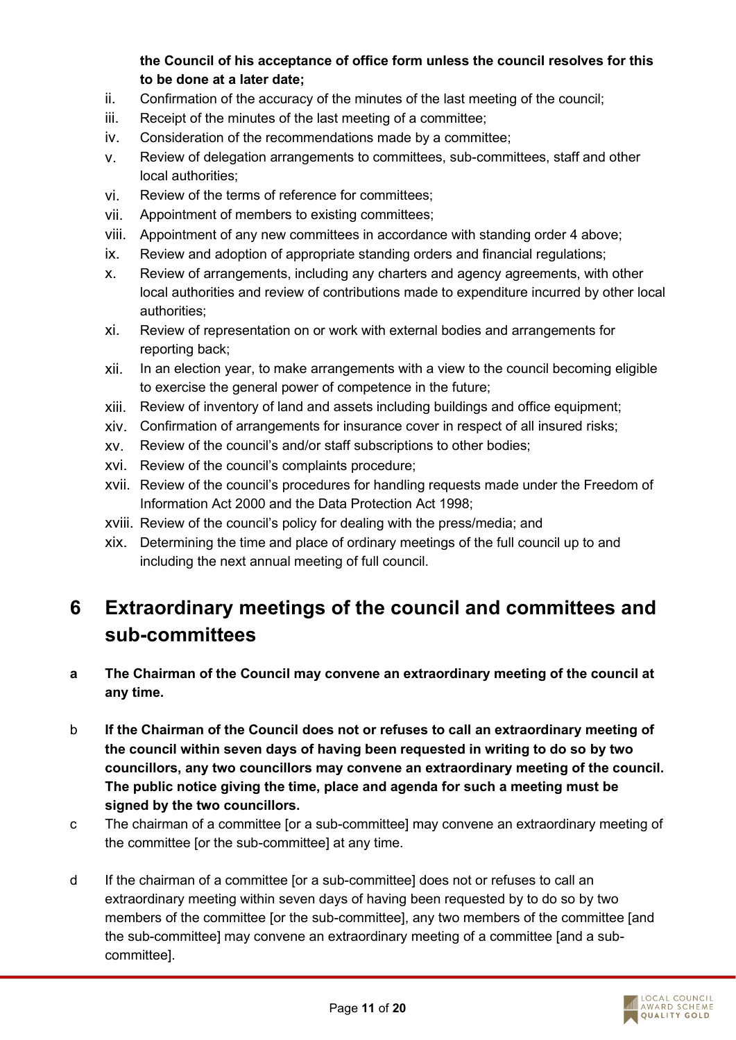**the Council of his acceptance of office form unless the council resolves for this to be done at a later date;**

ii. Confirmation of the accuracy of the minutes of the last meeting of the council;
iii. Receipt of the minutes of the last meeting of a committee;
iv. Consideration of the recommendations made by a committee;
v. Review of delegation arrangements to committees, sub-committees, staff and other local authorities;
vi. Review of the terms of reference for committees;
vii. Appointment of members to existing committees;
viii. Appointment of any new committees in accordance with standing order 4 above;
ix. Review and adoption of appropriate standing orders and financial regulations;
x. Review of arrangements, including any charters and agency agreements, with other local authorities and review of contributions made to expenditure incurred by other local authorities;
xi. Review of representation on or work with external bodies and arrangements for reporting back;
xii. In an election year, to make arrangements with a view to the council becoming eligible to exercise the general power of competence in the future;
xiii. Review of inventory of land and assets including buildings and office equipment;
xiv. Confirmation of arrangements for insurance cover in respect of all insured risks;
xv. Review of the council's and/or staff subscriptions to other bodies;
xvi. Review of the council's complaints procedure;
xvii. Review of the council's procedures for handling requests made under the Freedom of Information Act 2000 and the Data Protection Act 1998;
xviii. Review of the council's policy for dealing with the press/media; and
xix. Determining the time and place of ordinary meetings of the full council up to and including the next annual meeting of full council.

# 6 Extraordinary meetings of the council and committees and sub-committees

**a The Chairman of the Council may convene an extraordinary meeting of the council at any time.**

b **If the Chairman of the Council does not or refuses to call an extraordinary meeting of the council within seven days of having been requested in writing to do so by two councillors, any two councillors may convene an extraordinary meeting of the council. The public notice giving the time, place and agenda for such a meeting must be signed by the two councillors.**

c The chairman of a committee [or a sub-committee] may convene an extraordinary meeting of the committee [or the sub-committee] at any time.

d If the chairman of a committee [or a sub-committee] does not or refuses to call an extraordinary meeting within seven days of having been requested by to do so by two members of the committee [or the sub-committee], any two members of the committee [and the sub-committee] may convene an extraordinary meeting of a committee [and a sub-committee].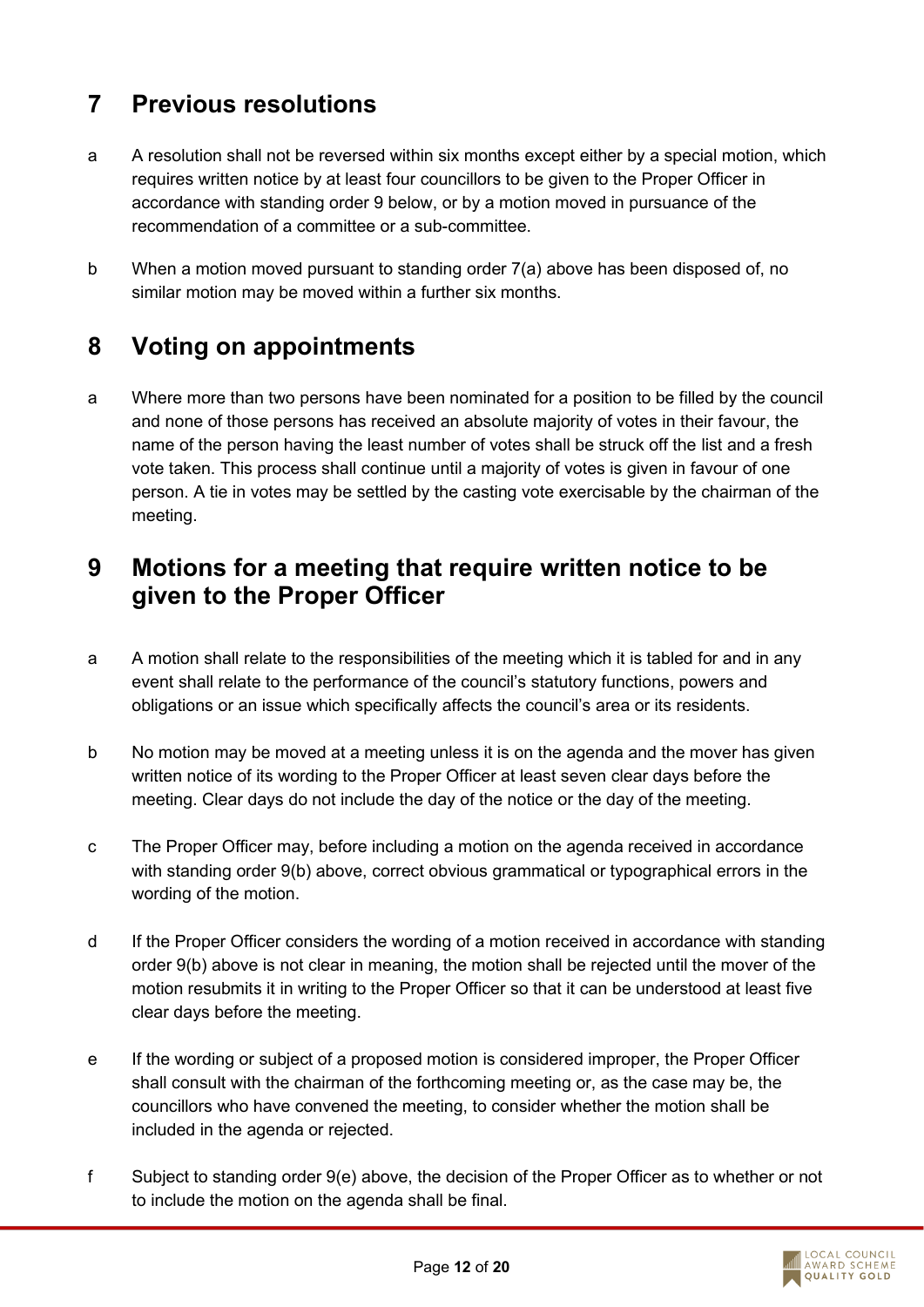## 7 Previous resolutions

a A resolution shall not be reversed within six months except either by a special motion, which requires written notice by at least four councillors to be given to the Proper Officer in accordance with standing order 9 below, or by a motion moved in pursuance of the recommendation of a committee or a sub-committee.

b When a motion moved pursuant to standing order 7(a) above has been disposed of, no similar motion may be moved within a further six months.

## 8 Voting on appointments

a Where more than two persons have been nominated for a position to be filled by the council and none of those persons has received an absolute majority of votes in their favour, the name of the person having the least number of votes shall be struck off the list and a fresh vote taken. This process shall continue until a majority of votes is given in favour of one person. A tie in votes may be settled by the casting vote exercisable by the chairman of the meeting.

## 9 Motions for a meeting that require written notice to be given to the Proper Officer

a A motion shall relate to the responsibilities of the meeting which it is tabled for and in any event shall relate to the performance of the council's statutory functions, powers and obligations or an issue which specifically affects the council's area or its residents.

b No motion may be moved at a meeting unless it is on the agenda and the mover has given written notice of its wording to the Proper Officer at least seven clear days before the meeting. Clear days do not include the day of the notice or the day of the meeting.

c The Proper Officer may, before including a motion on the agenda received in accordance with standing order 9(b) above, correct obvious grammatical or typographical errors in the wording of the motion.

d If the Proper Officer considers the wording of a motion received in accordance with standing order 9(b) above is not clear in meaning, the motion shall be rejected until the mover of the motion resubmits it in writing to the Proper Officer so that it can be understood at least five clear days before the meeting.

e If the wording or subject of a proposed motion is considered improper, the Proper Officer shall consult with the chairman of the forthcoming meeting or, as the case may be, the councillors who have convened the meeting, to consider whether the motion shall be included in the agenda or rejected.

f Subject to standing order 9(e) above, the decision of the Proper Officer as to whether or not to include the motion on the agenda shall be final.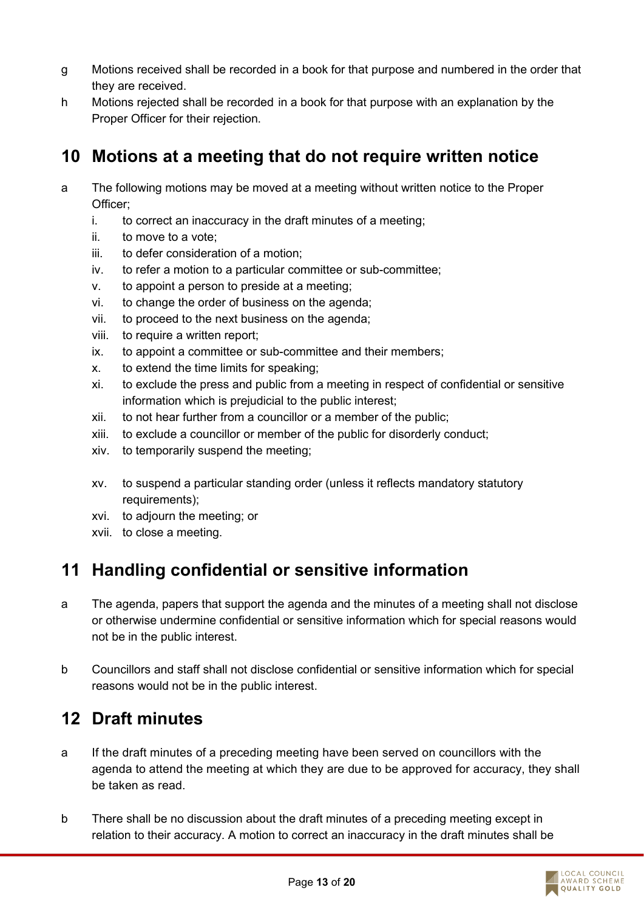g Motions received shall be recorded in a book for that purpose and numbered in the order that they are received.

h Motions rejected shall be recorded in a book for that purpose with an explanation by the Proper Officer for their rejection.

## 10 Motions at a meeting that do not require written notice

a The following motions may be moved at a meeting without written notice to the Proper Officer;

   i. to correct an inaccuracy in the draft minutes of a meeting;
   ii. to move to a vote;
   iii. to defer consideration of a motion;
   iv. to refer a motion to a particular committee or sub-committee;
   v. to appoint a person to preside at a meeting;
   vi. to change the order of business on the agenda;
   vii. to proceed to the next business on the agenda;
   viii. to require a written report;
   ix. to appoint a committee or sub-committee and their members;
   x. to extend the time limits for speaking;
   xi. to exclude the press and public from a meeting in respect of confidential or sensitive information which is prejudicial to the public interest;
   xii. to not hear further from a councillor or a member of the public;
   xiii. to exclude a councillor or member of the public for disorderly conduct;
   xiv. to temporarily suspend the meeting;
   xv. to suspend a particular standing order (unless it reflects mandatory statutory requirements);
   xvi. to adjourn the meeting; or
   xvii. to close a meeting.

## 11 Handling confidential or sensitive information

a The agenda, papers that support the agenda and the minutes of a meeting shall not disclose or otherwise undermine confidential or sensitive information which for special reasons would not be in the public interest.

b Councillors and staff shall not disclose confidential or sensitive information which for special reasons would not be in the public interest.

## 12 Draft minutes

a If the draft minutes of a preceding meeting have been served on councillors with the agenda to attend the meeting at which they are due to be approved for accuracy, they shall be taken as read.

b There shall be no discussion about the draft minutes of a preceding meeting except in relation to their accuracy. A motion to correct an inaccuracy in the draft minutes shall be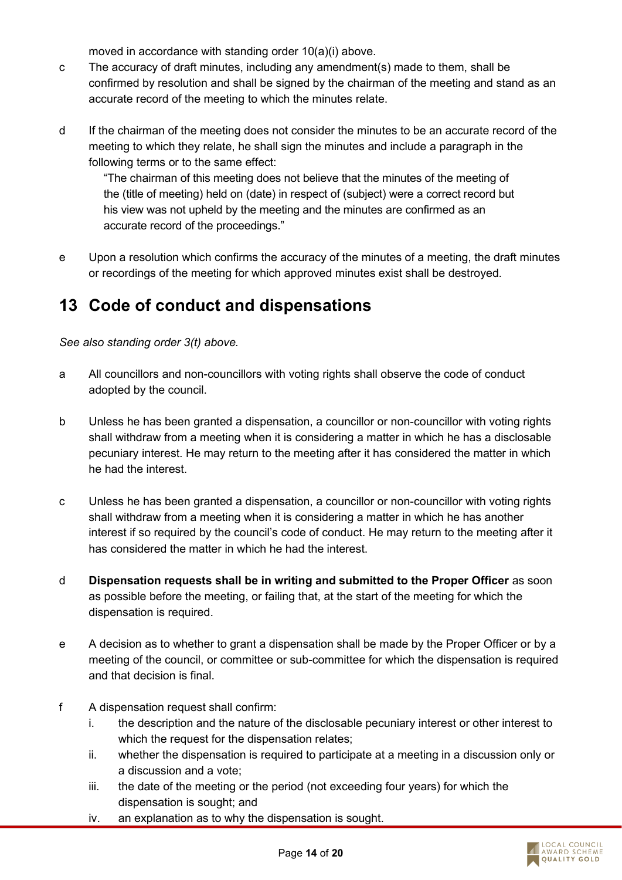moved in accordance with standing order 10(a)(i) above.

c The accuracy of draft minutes, including any amendment(s) made to them, shall be confirmed by resolution and shall be signed by the chairman of the meeting and stand as an accurate record of the meeting to which the minutes relate.

d If the chairman of the meeting does not consider the minutes to be an accurate record of the meeting to which they relate, he shall sign the minutes and include a paragraph in the following terms or to the same effect:

> "The chairman of this meeting does not believe that the minutes of the meeting of the (title of meeting) held on (date) in respect of (subject) were a correct record but his view was not upheld by the meeting and the minutes are confirmed as an accurate record of the proceedings."

e Upon a resolution which confirms the accuracy of the minutes of a meeting, the draft minutes or recordings of the meeting for which approved minutes exist shall be destroyed.

## 13 Code of conduct and dispensations

*See also standing order 3(t) above.*

a All councillors and non-councillors with voting rights shall observe the code of conduct adopted by the council.

b Unless he has been granted a dispensation, a councillor or non-councillor with voting rights shall withdraw from a meeting when it is considering a matter in which he has a disclosable pecuniary interest. He may return to the meeting after it has considered the matter in which he had the interest.

c Unless he has been granted a dispensation, a councillor or non-councillor with voting rights shall withdraw from a meeting when it is considering a matter in which he has another interest if so required by the council's code of conduct. He may return to the meeting after it has considered the matter in which he had the interest.

d **Dispensation requests shall be in writing and submitted to the Proper Officer** as soon as possible before the meeting, or failing that, at the start of the meeting for which the dispensation is required.

e A decision as to whether to grant a dispensation shall be made by the Proper Officer or by a meeting of the council, or committee or sub-committee for which the dispensation is required and that decision is final.

f A dispensation request shall confirm:

i. the description and the nature of the disclosable pecuniary interest or other interest to which the request for the dispensation relates;
ii. whether the dispensation is required to participate at a meeting in a discussion only or a discussion and a vote;
iii. the date of the meeting or the period (not exceeding four years) for which the dispensation is sought; and
iv. an explanation as to why the dispensation is sought.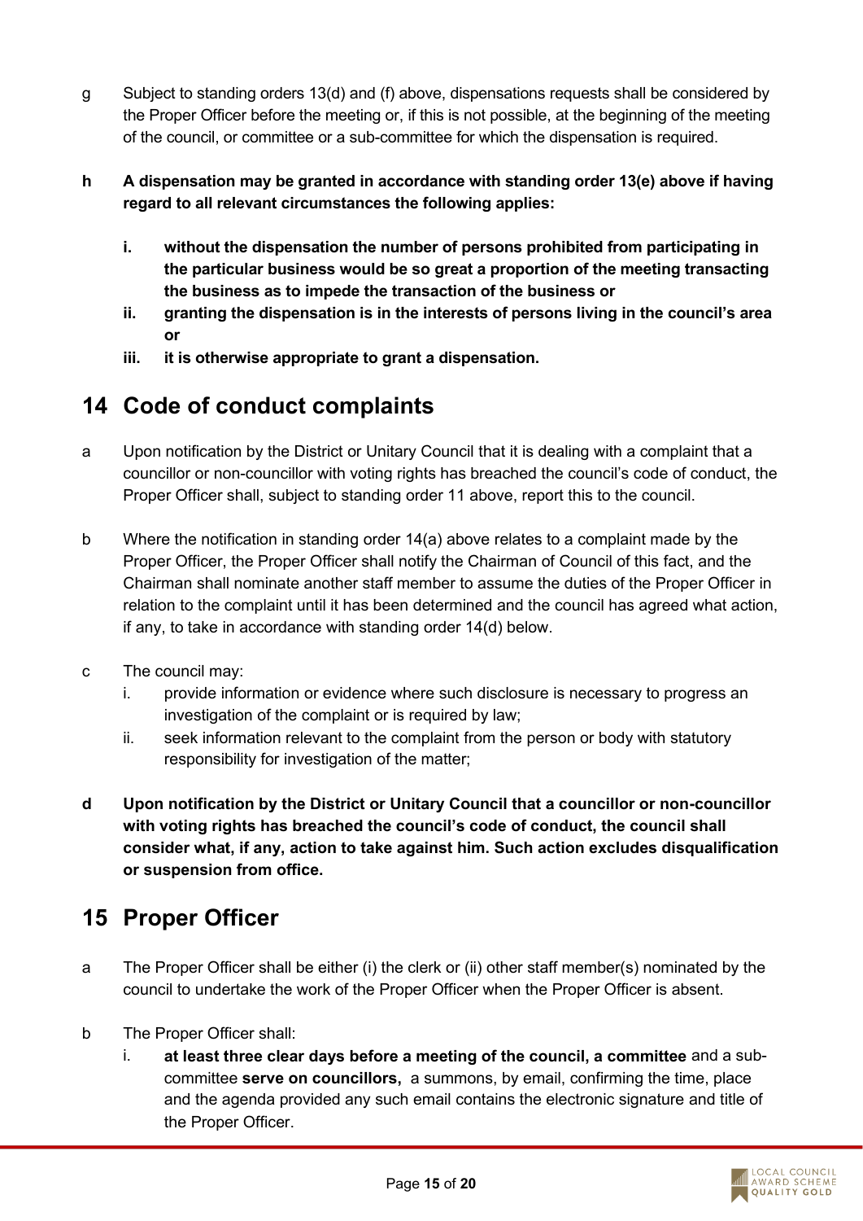g  Subject to standing orders 13(d) and (f) above, dispensations requests shall be considered by the Proper Officer before the meeting or, if this is not possible, at the beginning of the meeting of the council, or committee or a sub-committee for which the dispensation is required.

**h  A dispensation may be granted in accordance with standing order 13(e) above if having regard to all relevant circumstances the following applies:**

**i.  without the dispensation the number of persons prohibited from participating in the particular business would be so great a proportion of the meeting transacting the business as to impede the transaction of the business or**

**ii.  granting the dispensation is in the interests of persons living in the council's area or**

**iii.  it is otherwise appropriate to grant a dispensation.**

## 14 Code of conduct complaints

a  Upon notification by the District or Unitary Council that it is dealing with a complaint that a councillor or non-councillor with voting rights has breached the council's code of conduct, the Proper Officer shall, subject to standing order 11 above, report this to the council.

b  Where the notification in standing order 14(a) above relates to a complaint made by the Proper Officer, the Proper Officer shall notify the Chairman of Council of this fact, and the Chairman shall nominate another staff member to assume the duties of the Proper Officer in relation to the complaint until it has been determined and the council has agreed what action, if any, to take in accordance with standing order 14(d) below.

c  The council may:

i.  provide information or evidence where such disclosure is necessary to progress an investigation of the complaint or is required by law;

ii.  seek information relevant to the complaint from the person or body with statutory responsibility for investigation of the matter;

**d  Upon notification by the District or Unitary Council that a councillor or non-councillor with voting rights has breached the council's code of conduct, the council shall consider what, if any, action to take against him. Such action excludes disqualification or suspension from office.**

## 15 Proper Officer

a  The Proper Officer shall be either (i) the clerk or (ii) other staff member(s) nominated by the council to undertake the work of the Proper Officer when the Proper Officer is absent.

b  The Proper Officer shall:

i.  **at least three clear days before a meeting of the council, a committee** and a sub-committee **serve on councillors,** a summons, by email, confirming the time, place and the agenda provided any such email contains the electronic signature and title of the Proper Officer.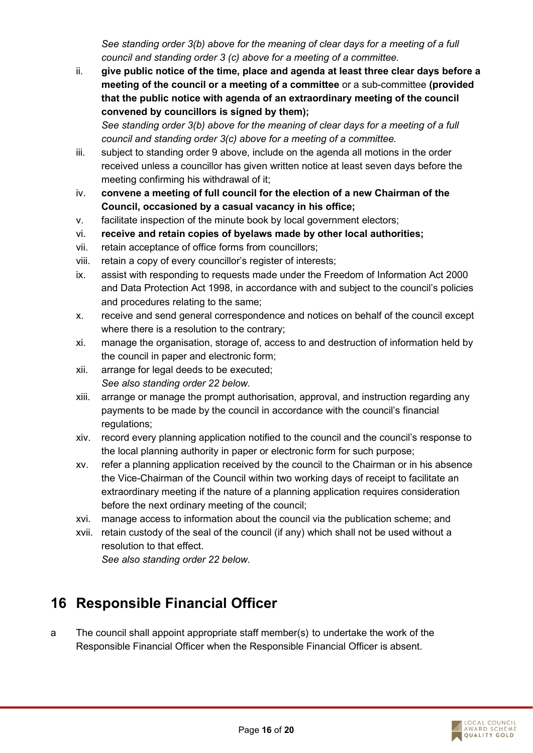*See standing order 3(b) above for the meaning of clear days for a meeting of a full council and standing order 3 (c) above for a meeting of a committee.*

ii. **give public notice of the time, place and agenda at least three clear days before a meeting of the council or a meeting of a committee** or a sub-committee **(provided that the public notice with agenda of an extraordinary meeting of the council convened by councillors is signed by them);**
    *See standing order 3(b) above for the meaning of clear days for a meeting of a full council and standing order 3(c) above for a meeting of a committee.*
iii. subject to standing order 9 above, include on the agenda all motions in the order received unless a councillor has given written notice at least seven days before the meeting confirming his withdrawal of it;
iv. **convene a meeting of full council for the election of a new Chairman of the Council, occasioned by a casual vacancy in his office;**
v. facilitate inspection of the minute book by local government electors;
vi. **receive and retain copies of byelaws made by other local authorities;**
vii. retain acceptance of office forms from councillors;
viii. retain a copy of every councillor's register of interests;
ix. assist with responding to requests made under the Freedom of Information Act 2000 and Data Protection Act 1998, in accordance with and subject to the council's policies and procedures relating to the same;
x. receive and send general correspondence and notices on behalf of the council except where there is a resolution to the contrary;
xi. manage the organisation, storage of, access to and destruction of information held by the council in paper and electronic form;
xii. arrange for legal deeds to be executed;
    *See also standing order 22 below.*
xiii. arrange or manage the prompt authorisation, approval, and instruction regarding any payments to be made by the council in accordance with the council's financial regulations;
xiv. record every planning application notified to the council and the council's response to the local planning authority in paper or electronic form for such purpose;
xv. refer a planning application received by the council to the Chairman or in his absence the Vice-Chairman of the Council within two working days of receipt to facilitate an extraordinary meeting if the nature of a planning application requires consideration before the next ordinary meeting of the council;
xvi. manage access to information about the council via the publication scheme; and
xvii. retain custody of the seal of the council (if any) which shall not be used without a resolution to that effect.
    *See also standing order 22 below.*

# 16 Responsible Financial Officer

a The council shall appoint appropriate staff member(s) to undertake the work of the Responsible Financial Officer when the Responsible Financial Officer is absent.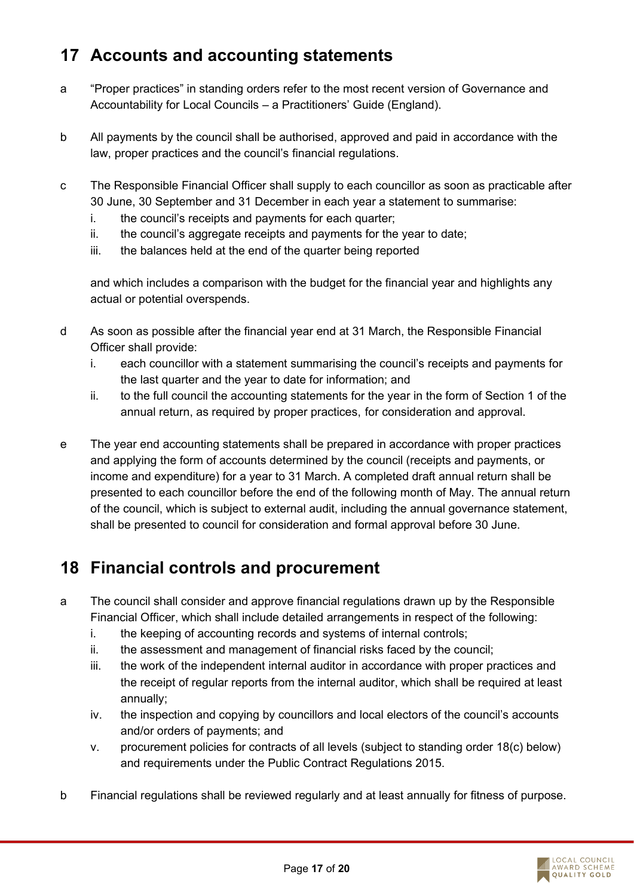## 17 Accounts and accounting statements

a “Proper practices” in standing orders refer to the most recent version of Governance and Accountability for Local Councils – a Practitioners’ Guide (England).

b All payments by the council shall be authorised, approved and paid in accordance with the law, proper practices and the council’s financial regulations.

c The Responsible Financial Officer shall supply to each councillor as soon as practicable after 30 June, 30 September and 31 December in each year a statement to summarise:

   i. the council’s receipts and payments for each quarter;
   ii. the council’s aggregate receipts and payments for the year to date;
   iii. the balances held at the end of the quarter being reported

   and which includes a comparison with the budget for the financial year and highlights any actual or potential overspends.

d As soon as possible after the financial year end at 31 March, the Responsible Financial Officer shall provide:

   i. each councillor with a statement summarising the council’s receipts and payments for the last quarter and the year to date for information; and
   ii. to the full council the accounting statements for the year in the form of Section 1 of the annual return, as required by proper practices, for consideration and approval.

e The year end accounting statements shall be prepared in accordance with proper practices and applying the form of accounts determined by the council (receipts and payments, or income and expenditure) for a year to 31 March. A completed draft annual return shall be presented to each councillor before the end of the following month of May. The annual return of the council, which is subject to external audit, including the annual governance statement, shall be presented to council for consideration and formal approval before 30 June.

## 18 Financial controls and procurement

a The council shall consider and approve financial regulations drawn up by the Responsible Financial Officer, which shall include detailed arrangements in respect of the following:

   i. the keeping of accounting records and systems of internal controls;
   ii. the assessment and management of financial risks faced by the council;
   iii. the work of the independent internal auditor in accordance with proper practices and the receipt of regular reports from the internal auditor, which shall be required at least annually;
   iv. the inspection and copying by councillors and local electors of the council’s accounts and/or orders of payments; and
   v. procurement policies for contracts of all levels (subject to standing order 18(c) below) and requirements under the Public Contract Regulations 2015.

b Financial regulations shall be reviewed regularly and at least annually for fitness of purpose.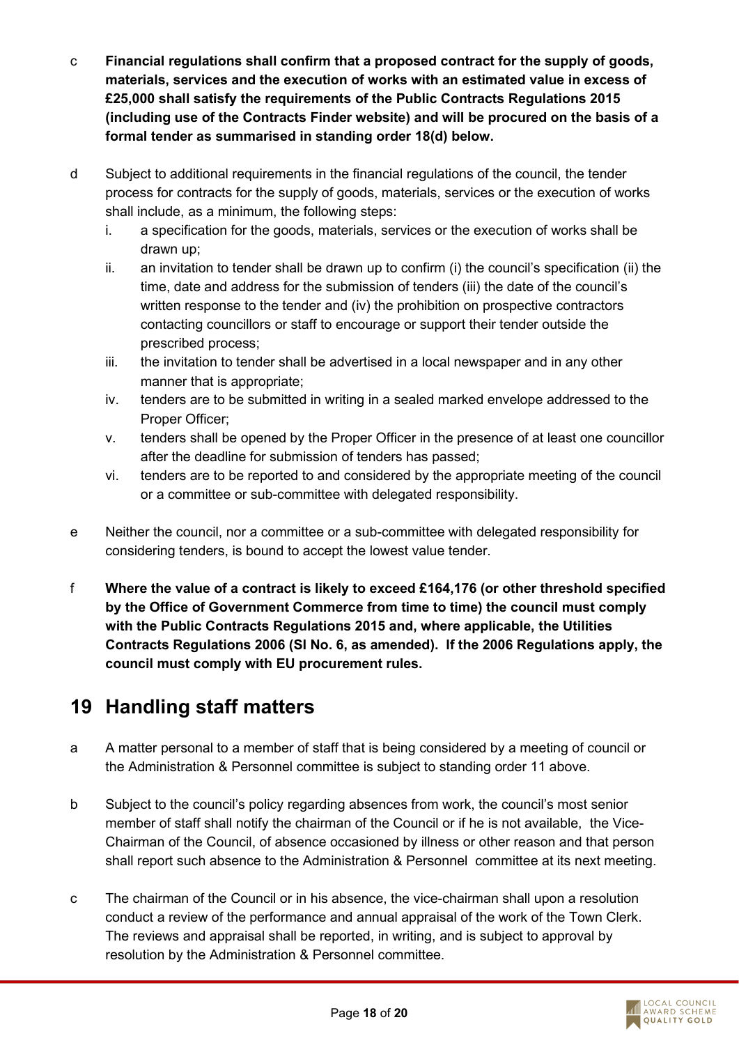c **Financial regulations shall confirm that a proposed contract for the supply of goods, materials, services and the execution of works with an estimated value in excess of £25,000 shall satisfy the requirements of the Public Contracts Regulations 2015 (including use of the Contracts Finder website) and will be procured on the basis of a formal tender as summarised in standing order 18(d) below.**

d Subject to additional requirements in the financial regulations of the council, the tender process for contracts for the supply of goods, materials, services or the execution of works shall include, as a minimum, the following steps:

   i. a specification for the goods, materials, services or the execution of works shall be drawn up;
   ii. an invitation to tender shall be drawn up to confirm (i) the council's specification (ii) the time, date and address for the submission of tenders (iii) the date of the council's written response to the tender and (iv) the prohibition on prospective contractors contacting councillors or staff to encourage or support their tender outside the prescribed process;
   iii. the invitation to tender shall be advertised in a local newspaper and in any other manner that is appropriate;
   iv. tenders are to be submitted in writing in a sealed marked envelope addressed to the Proper Officer;
   v. tenders shall be opened by the Proper Officer in the presence of at least one councillor after the deadline for submission of tenders has passed;
   vi. tenders are to be reported to and considered by the appropriate meeting of the council or a committee or sub-committee with delegated responsibility.

e Neither the council, nor a committee or a sub-committee with delegated responsibility for considering tenders, is bound to accept the lowest value tender.

f **Where the value of a contract is likely to exceed £164,176 (or other threshold specified by the Office of Government Commerce from time to time) the council must comply with the Public Contracts Regulations 2015 and, where applicable, the Utilities Contracts Regulations 2006 (SI No. 6, as amended). If the 2006 Regulations apply, the council must comply with EU procurement rules.**

## 19 Handling staff matters

a A matter personal to a member of staff that is being considered by a meeting of council or the Administration & Personnel committee is subject to standing order 11 above.

b Subject to the council's policy regarding absences from work, the council's most senior member of staff shall notify the chairman of the Council or if he is not available, the Vice-Chairman of the Council, of absence occasioned by illness or other reason and that person shall report such absence to the Administration & Personnel committee at its next meeting.

c The chairman of the Council or in his absence, the vice-chairman shall upon a resolution conduct a review of the performance and annual appraisal of the work of the Town Clerk. The reviews and appraisal shall be reported, in writing, and is subject to approval by resolution by the Administration & Personnel committee.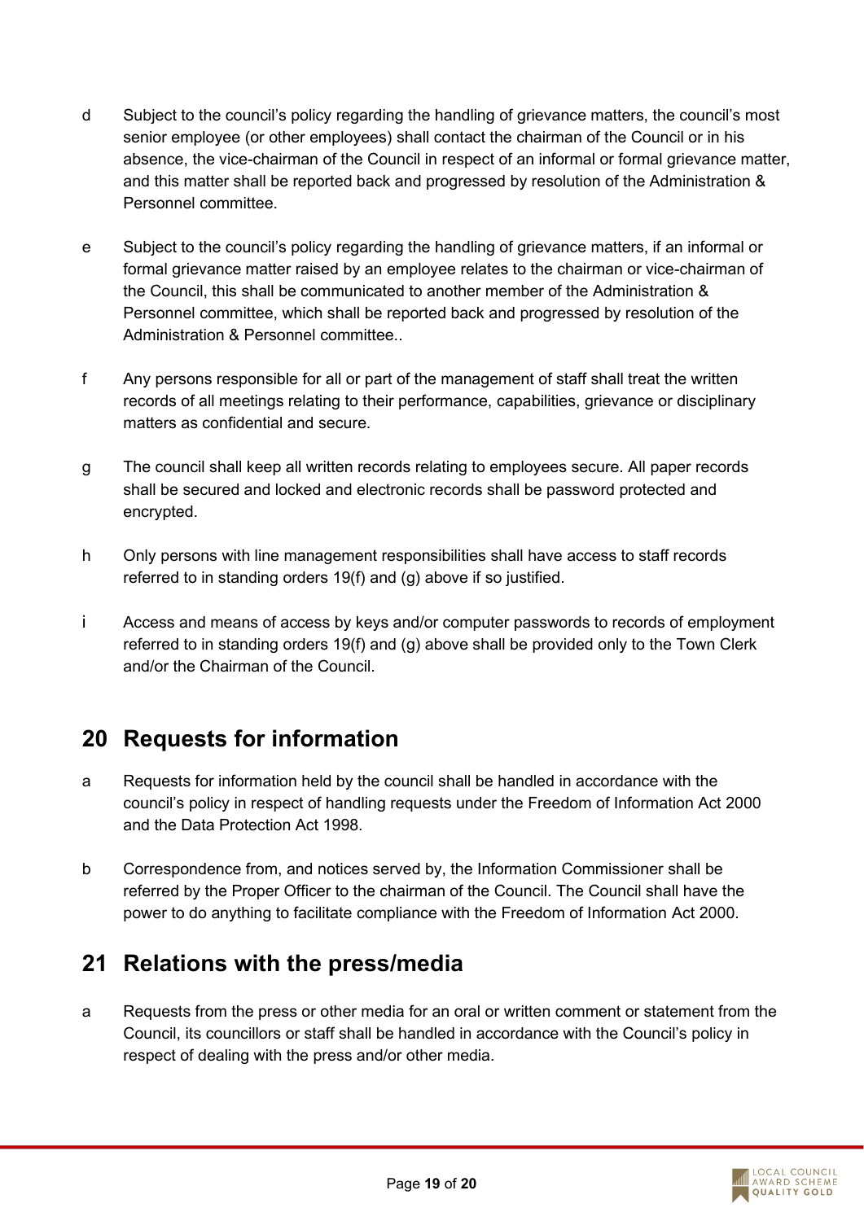d Subject to the council's policy regarding the handling of grievance matters, the council's most senior employee (or other employees) shall contact the chairman of the Council or in his absence, the vice-chairman of the Council in respect of an informal or formal grievance matter, and this matter shall be reported back and progressed by resolution of the Administration & Personnel committee.

e Subject to the council's policy regarding the handling of grievance matters, if an informal or formal grievance matter raised by an employee relates to the chairman or vice-chairman of the Council, this shall be communicated to another member of the Administration & Personnel committee, which shall be reported back and progressed by resolution of the Administration & Personnel committee..

f Any persons responsible for all or part of the management of staff shall treat the written records of all meetings relating to their performance, capabilities, grievance or disciplinary matters as confidential and secure.

g The council shall keep all written records relating to employees secure. All paper records shall be secured and locked and electronic records shall be password protected and encrypted.

h Only persons with line management responsibilities shall have access to staff records referred to in standing orders 19(f) and (g) above if so justified.

i Access and means of access by keys and/or computer passwords to records of employment referred to in standing orders 19(f) and (g) above shall be provided only to the Town Clerk and/or the Chairman of the Council.

## 20 Requests for information

a Requests for information held by the council shall be handled in accordance with the council's policy in respect of handling requests under the Freedom of Information Act 2000 and the Data Protection Act 1998.

b Correspondence from, and notices served by, the Information Commissioner shall be referred by the Proper Officer to the chairman of the Council. The Council shall have the power to do anything to facilitate compliance with the Freedom of Information Act 2000.

## 21 Relations with the press/media

a Requests from the press or other media for an oral or written comment or statement from the Council, its councillors or staff shall be handled in accordance with the Council's policy in respect of dealing with the press and/or other media.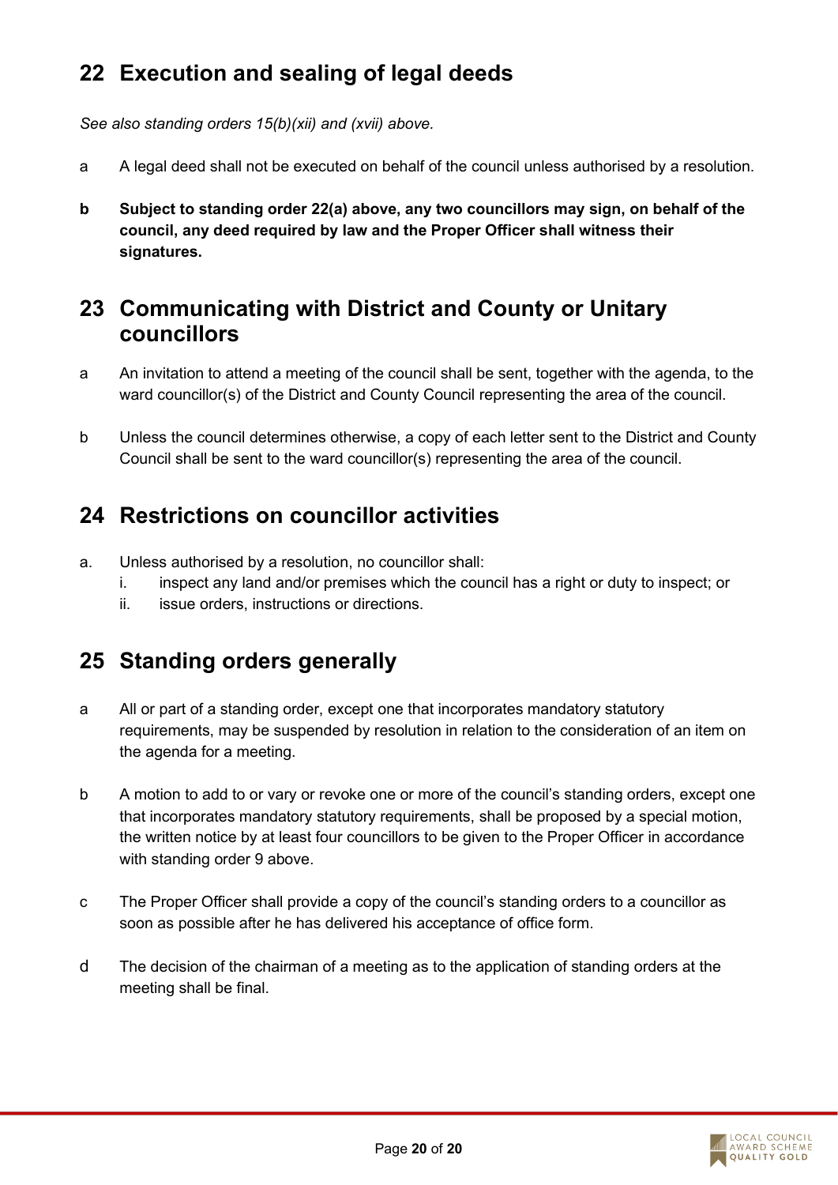## 22 Execution and sealing of legal deeds

*See also standing orders 15(b)(xii) and (xvii) above.*

a A legal deed shall not be executed on behalf of the council unless authorised by a resolution.

**b Subject to standing order 22(a) above, any two councillors may sign, on behalf of the council, any deed required by law and the Proper Officer shall witness their signatures.**

## 23 Communicating with District and County or Unitary councillors

a An invitation to attend a meeting of the council shall be sent, together with the agenda, to the ward councillor(s) of the District and County Council representing the area of the council.

b Unless the council determines otherwise, a copy of each letter sent to the District and County Council shall be sent to the ward councillor(s) representing the area of the council.

## 24 Restrictions on councillor activities

a. Unless authorised by a resolution, no councillor shall:
   - i. inspect any land and/or premises which the council has a right or duty to inspect; or
   - ii. issue orders, instructions or directions.

## 25 Standing orders generally

a All or part of a standing order, except one that incorporates mandatory statutory requirements, may be suspended by resolution in relation to the consideration of an item on the agenda for a meeting.

b A motion to add to or vary or revoke one or more of the council's standing orders, except one that incorporates mandatory statutory requirements, shall be proposed by a special motion, the written notice by at least four councillors to be given to the Proper Officer in accordance with standing order 9 above.

c The Proper Officer shall provide a copy of the council's standing orders to a councillor as soon as possible after he has delivered his acceptance of office form.

d The decision of the chairman of a meeting as to the application of standing orders at the meeting shall be final.